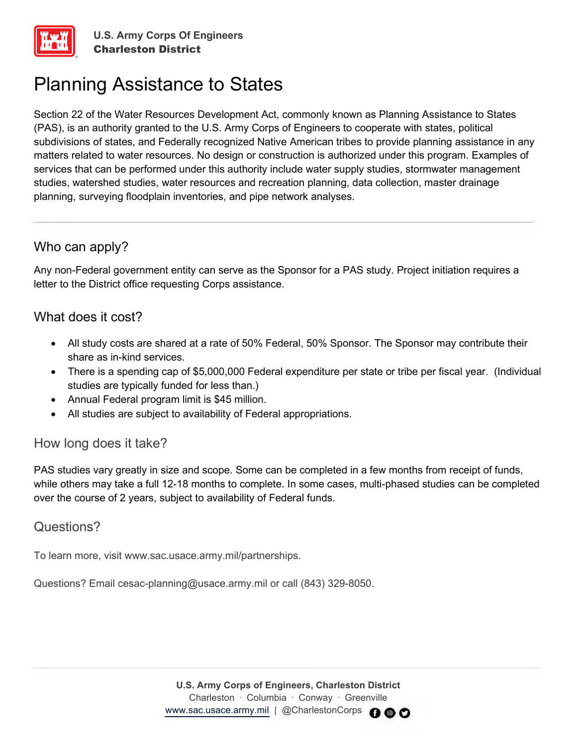U.S. Army Corps Of Engineers
**Charleston District**

# Planning Assistance to States

Section 22 of the Water Resources Development Act, commonly known as Planning Assistance to States (PAS), is an authority granted to the U.S. Army Corps of Engineers to cooperate with states, political subdivisions of states, and Federally recognized Native American tribes to provide planning assistance in any matters related to water resources. No design or construction is authorized under this program. Examples of services that can be performed under this authority include water supply studies, stormwater management studies, watershed studies, water resources and recreation planning, data collection, master drainage planning, surveying floodplain inventories, and pipe network analyses.

## Who can apply?

Any non-Federal government entity can serve as the Sponsor for a PAS study. Project initiation requires a letter to the District office requesting Corps assistance.

## What does it cost?

- All study costs are shared at a rate of 50% Federal, 50% Sponsor. The Sponsor may contribute their share as in-kind services.
- There is a spending cap of $5,000,000 Federal expenditure per state or tribe per fiscal year. (Individual studies are typically funded for less than.)
- Annual Federal program limit is $45 million.
- All studies are subject to availability of Federal appropriations.

## How long does it take?

PAS studies vary greatly in size and scope. Some can be completed in a few months from receipt of funds, while others may take a full 12-18 months to complete. In some cases, multi-phased studies can be completed over the course of 2 years, subject to availability of Federal funds.

## Questions?

To learn more, visit www.sac.usace.army.mil/partnerships.

Questions? Email cesac-planning@usace.army.mil or call (843) 329-8050.

**U.S. Army Corps of Engineers, Charleston District**
Charleston · Columbia · Conway · Greenville
www.sac.usace.army.mil | @CharlestonCorps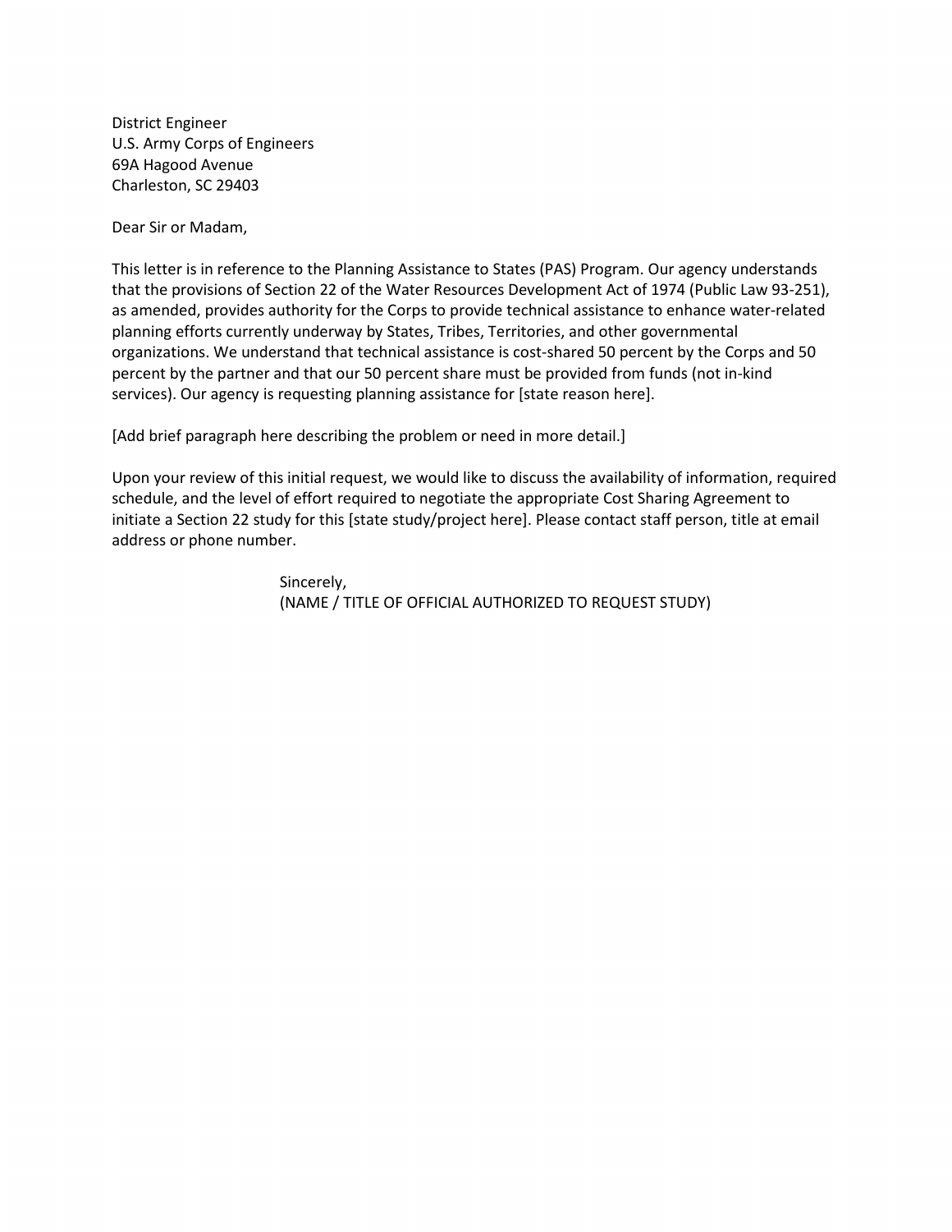District Engineer
U.S. Army Corps of Engineers
69A Hagood Avenue
Charleston, SC 29403

Dear Sir or Madam,

This letter is in reference to the Planning Assistance to States (PAS) Program. Our agency understands that the provisions of Section 22 of the Water Resources Development Act of 1974 (Public Law 93-251), as amended, provides authority for the Corps to provide technical assistance to enhance water-related planning efforts currently underway by States, Tribes, Territories, and other governmental organizations. We understand that technical assistance is cost-shared 50 percent by the Corps and 50 percent by the partner and that our 50 percent share must be provided from funds (not in-kind services). Our agency is requesting planning assistance for [state reason here].

[Add brief paragraph here describing the problem or need in more detail.]

Upon your review of this initial request, we would like to discuss the availability of information, required schedule, and the level of effort required to negotiate the appropriate Cost Sharing Agreement to initiate a Section 22 study for this [state study/project here]. Please contact staff person, title at email address or phone number.

Sincerely,
(NAME / TITLE OF OFFICIAL AUTHORIZED TO REQUEST STUDY)